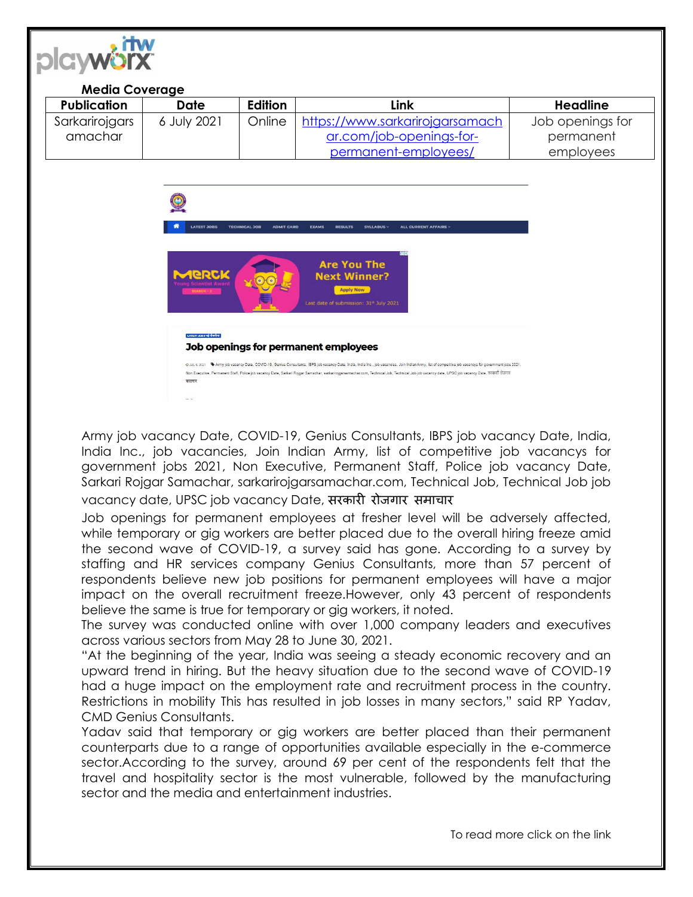**Media Coverage**

| Publication | Date | Edition | Link | Headline |
|---|---|---|---|---|
| Sarkarirojgarsamachar | 6 July 2021 | Online | https://www.sarkarirojgarsamachar.com/job-openings-for-permanent-employees/ | Job openings for permanent employees |

## Job openings for permanent employees

Army job vacancy Date, COVID-19, Genius Consultants, IBPS job vacancy Date, India, India Inc., job vacancies, Join Indian Army, list of competitive job vacancys for government jobs 2021, Non Executive, Permanent Staff, Police job vacancy Date, Sarkari Rojgar Samachar, sarkarirojgarsamachar.com, Technical Job, Technical Job job vacancy date, UPSC job vacancy Date, सरकारी रोजगार समाचार

Job openings for permanent employees at fresher level will be adversely affected, while temporary or gig workers are better placed due to the overall hiring freeze amid the second wave of COVID-19, a survey said has gone. According to a survey by staffing and HR services company Genius Consultants, more than 57 percent of respondents believe new job positions for permanent employees will have a major impact on the overall recruitment freeze.However, only 43 percent of respondents believe the same is true for temporary or gig workers, it noted.

The survey was conducted online with over 1,000 company leaders and executives across various sectors from May 28 to June 30, 2021.

"At the beginning of the year, India was seeing a steady economic recovery and an upward trend in hiring. But the heavy situation due to the second wave of COVID-19 had a huge impact on the employment rate and recruitment process in the country. Restrictions in mobility This has resulted in job losses in many sectors," said RP Yadav, CMD Genius Consultants.

Yadav said that temporary or gig workers are better placed than their permanent counterparts due to a range of opportunities available especially in the e-commerce sector.According to the survey, around 69 per cent of the respondents felt that the travel and hospitality sector is the most vulnerable, followed by the manufacturing sector and the media and entertainment industries.

To read more click on the link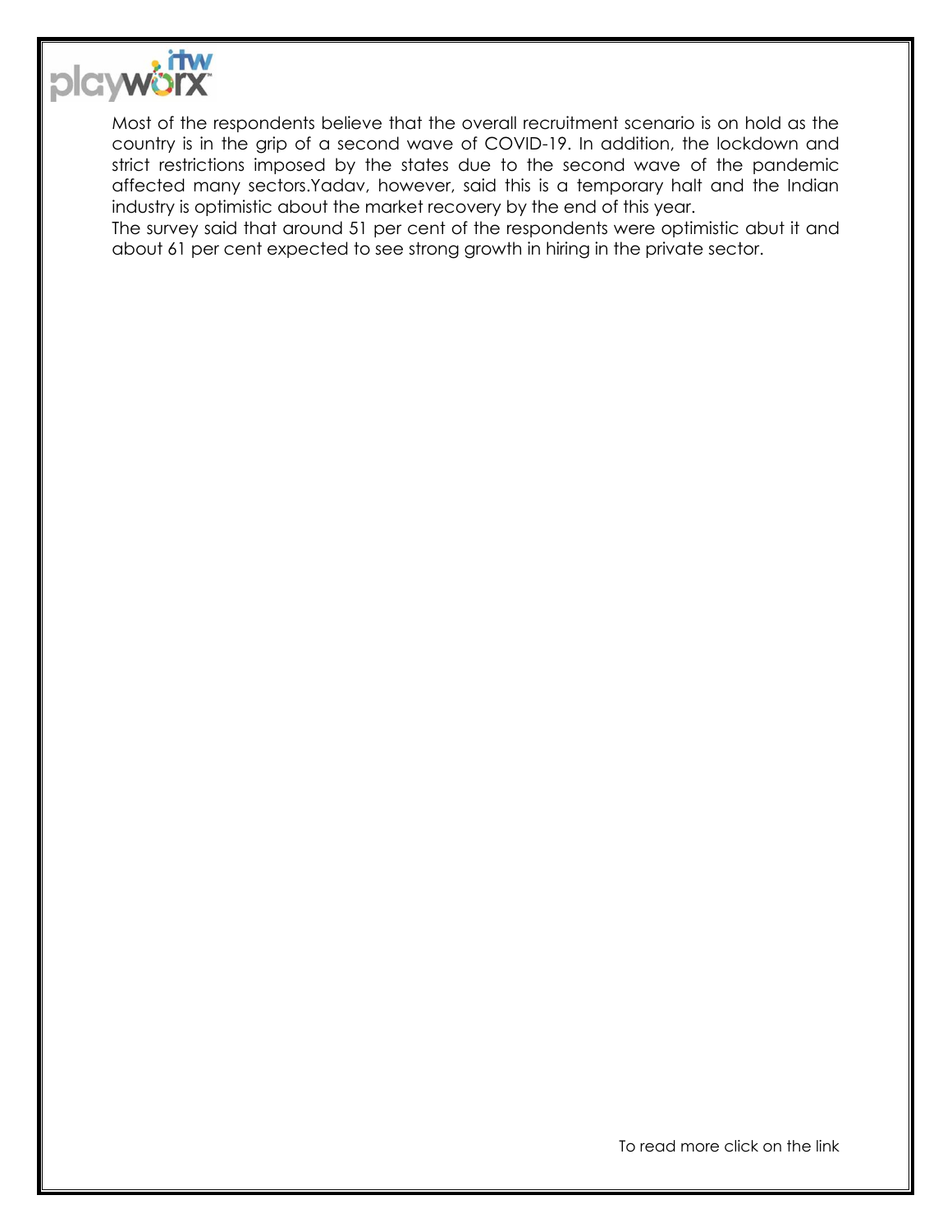Most of the respondents believe that the overall recruitment scenario is on hold as the country is in the grip of a second wave of COVID-19. In addition, the lockdown and strict restrictions imposed by the states due to the second wave of the pandemic affected many sectors.Yadav, however, said this is a temporary halt and the Indian industry is optimistic about the market recovery by the end of this year.

The survey said that around 51 per cent of the respondents were optimistic abut it and about 61 per cent expected to see strong growth in hiring in the private sector.

To read more click on the link